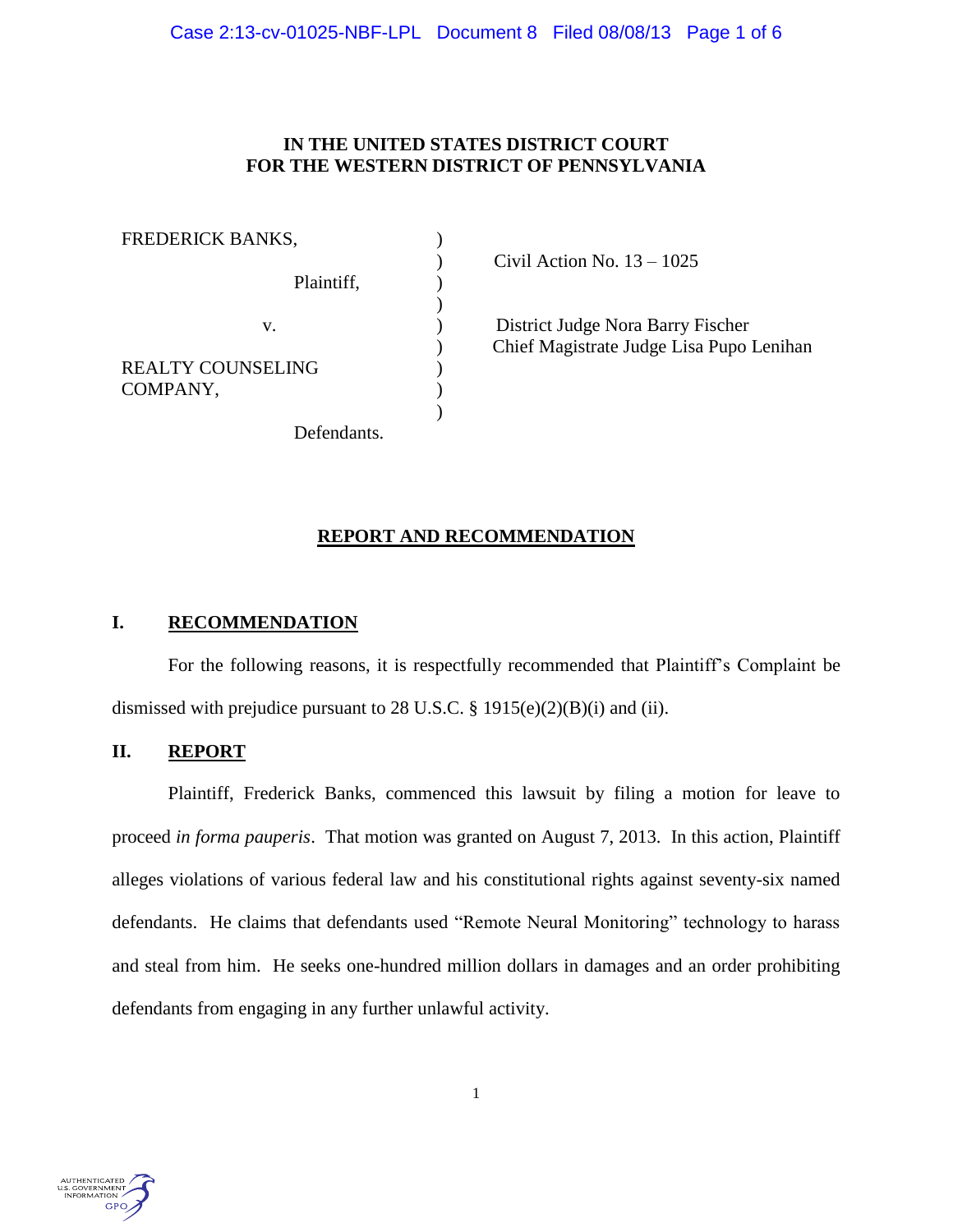**IN THE UNITED STATES DISTRICT COURT**
**FOR THE WESTERN DISTRICT OF PENNSYLVANIA**

| | | |
|---|---|---|
| FREDERICK BANKS, | ) | |
| | ) | Civil Action No. 13 – 1025 |
| Plaintiff, | ) | |
| | ) | |
| v. | ) | District Judge Nora Barry Fischer |
| | ) | Chief Magistrate Judge Lisa Pupo Lenihan |
| REALTY COUNSELING COMPANY, | ) | |
| | ) | |
| Defendants. | | |

## REPORT AND RECOMMENDATION

### I. RECOMMENDATION

For the following reasons, it is respectfully recommended that Plaintiff's Complaint be dismissed with prejudice pursuant to 28 U.S.C. § 1915(e)(2)(B)(i) and (ii).

### II. REPORT

Plaintiff, Frederick Banks, commenced this lawsuit by filing a motion for leave to proceed *in forma pauperis*. That motion was granted on August 7, 2013. In this action, Plaintiff alleges violations of various federal law and his constitutional rights against seventy-six named defendants. He claims that defendants used "Remote Neural Monitoring" technology to harass and steal from him. He seeks one-hundred million dollars in damages and an order prohibiting defendants from engaging in any further unlawful activity.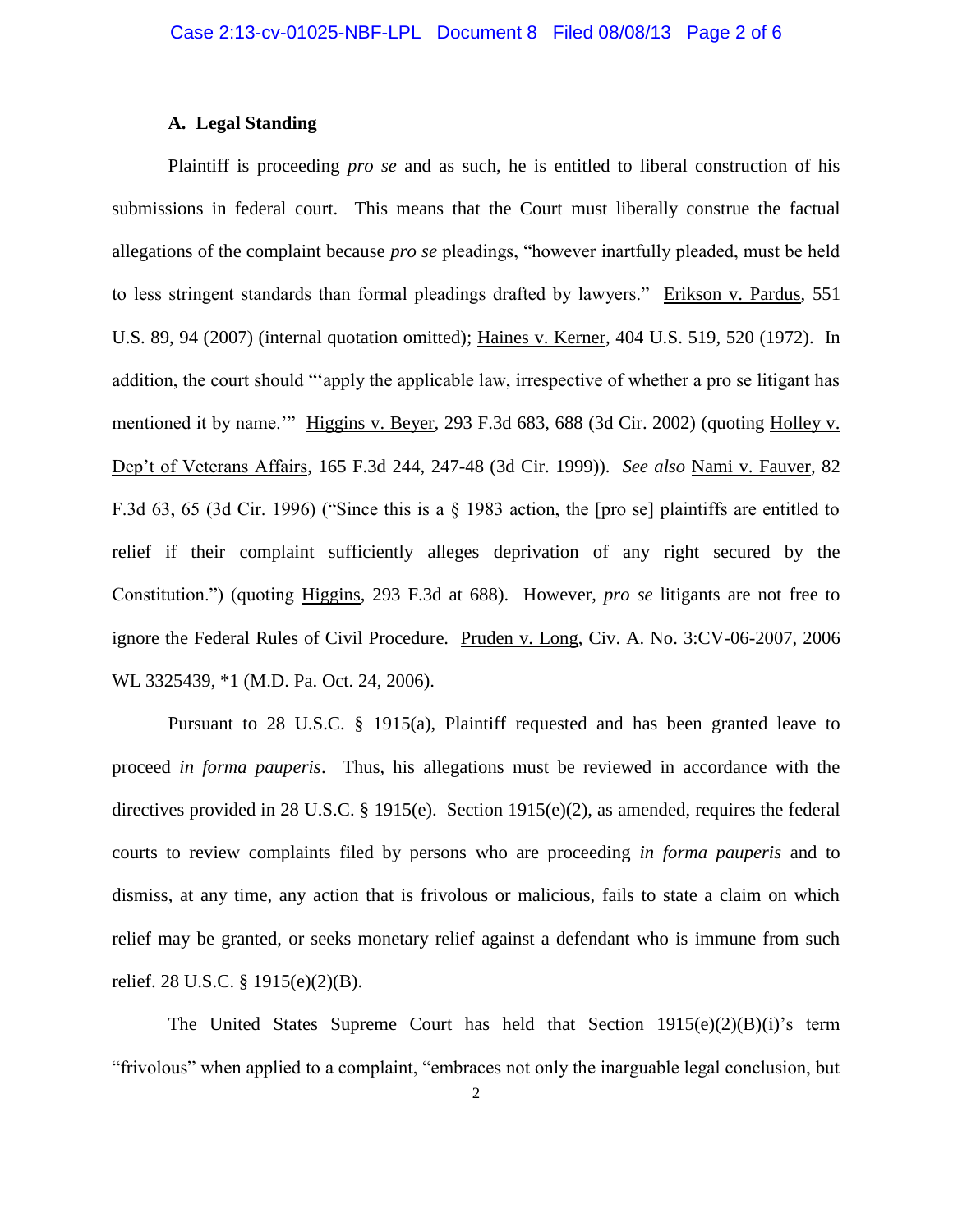### A. Legal Standing

Plaintiff is proceeding *pro se* and as such, he is entitled to liberal construction of his submissions in federal court. This means that the Court must liberally construe the factual allegations of the complaint because *pro se* pleadings, "however inartfully pleaded, must be held to less stringent standards than formal pleadings drafted by lawyers." Erikson v. Pardus, 551 U.S. 89, 94 (2007) (internal quotation omitted); Haines v. Kerner, 404 U.S. 519, 520 (1972). In addition, the court should "'apply the applicable law, irrespective of whether a pro se litigant has mentioned it by name.'" Higgins v. Beyer, 293 F.3d 683, 688 (3d Cir. 2002) (quoting Holley v. Dep't of Veterans Affairs, 165 F.3d 244, 247-48 (3d Cir. 1999)). *See also* Nami v. Fauver, 82 F.3d 63, 65 (3d Cir. 1996) ("Since this is a § 1983 action, the [pro se] plaintiffs are entitled to relief if their complaint sufficiently alleges deprivation of any right secured by the Constitution.") (quoting Higgins, 293 F.3d at 688). However, *pro se* litigants are not free to ignore the Federal Rules of Civil Procedure. Pruden v. Long, Civ. A. No. 3:CV-06-2007, 2006 WL 3325439, *1 (M.D. Pa. Oct. 24, 2006).

Pursuant to 28 U.S.C. § 1915(a), Plaintiff requested and has been granted leave to proceed *in forma pauperis*. Thus, his allegations must be reviewed in accordance with the directives provided in 28 U.S.C. § 1915(e). Section 1915(e)(2), as amended, requires the federal courts to review complaints filed by persons who are proceeding *in forma pauperis* and to dismiss, at any time, any action that is frivolous or malicious, fails to state a claim on which relief may be granted, or seeks monetary relief against a defendant who is immune from such relief. 28 U.S.C. § 1915(e)(2)(B).

The United States Supreme Court has held that Section 1915(e)(2)(B)(i)'s term "frivolous" when applied to a complaint, "embraces not only the inarguable legal conclusion, but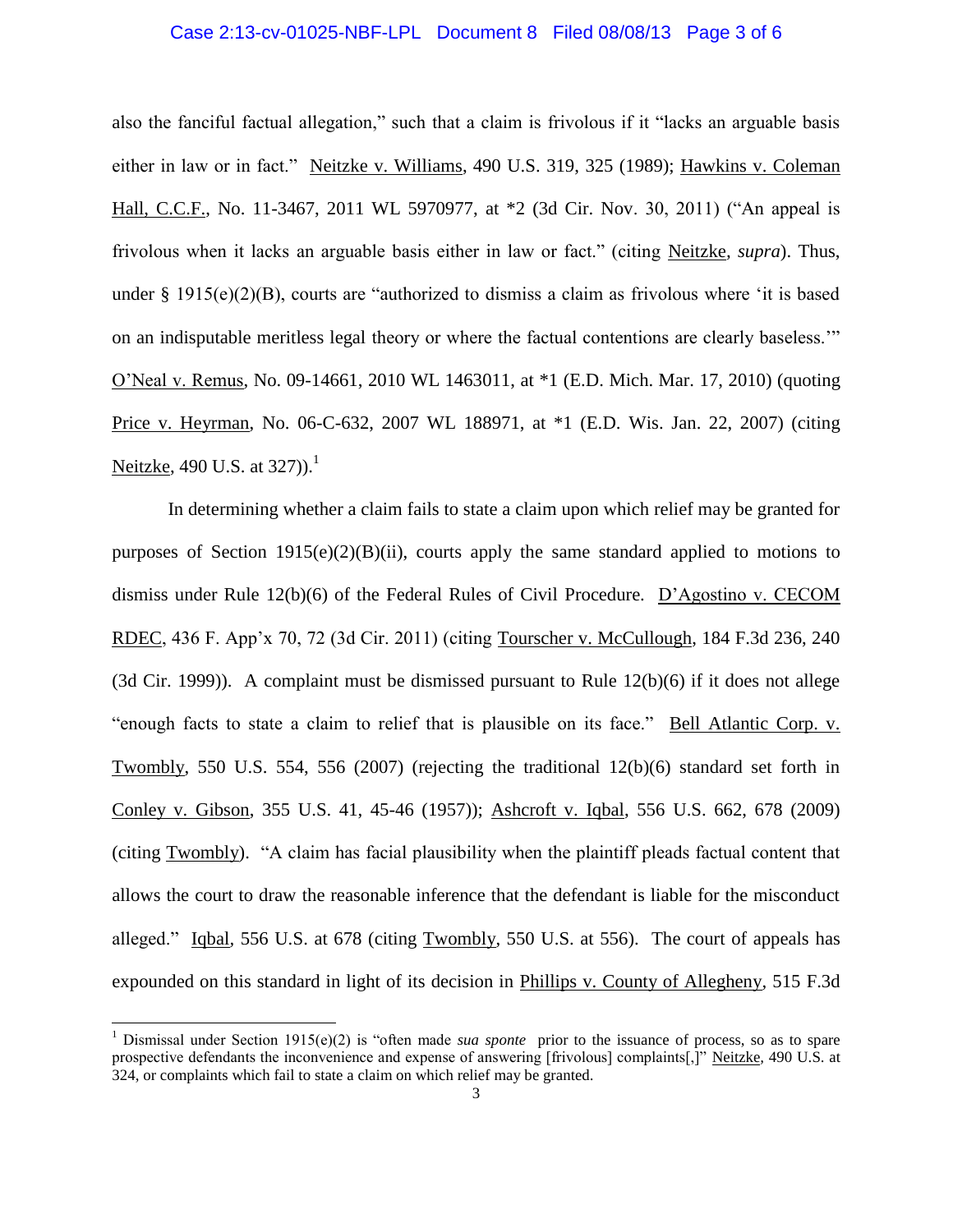also the fanciful factual allegation," such that a claim is frivolous if it "lacks an arguable basis either in law or in fact." Neitzke v. Williams, 490 U.S. 319, 325 (1989); Hawkins v. Coleman Hall, C.C.F., No. 11-3467, 2011 WL 5970977, at *2 (3d Cir. Nov. 30, 2011) ("An appeal is frivolous when it lacks an arguable basis either in law or fact." (citing Neitzke, *supra*). Thus, under § 1915(e)(2)(B), courts are "authorized to dismiss a claim as frivolous where 'it is based on an indisputable meritless legal theory or where the factual contentions are clearly baseless.'" O'Neal v. Remus, No. 09-14661, 2010 WL 1463011, at *1 (E.D. Mich. Mar. 17, 2010) (quoting Price v. Heyrman, No. 06-C-632, 2007 WL 188971, at *1 (E.D. Wis. Jan. 22, 2007) (citing Neitzke, 490 U.S. at 327)).[1]

In determining whether a claim fails to state a claim upon which relief may be granted for purposes of Section 1915(e)(2)(B)(ii), courts apply the same standard applied to motions to dismiss under Rule 12(b)(6) of the Federal Rules of Civil Procedure. D'Agostino v. CECOM RDEC, 436 F. App'x 70, 72 (3d Cir. 2011) (citing Tourscher v. McCullough, 184 F.3d 236, 240 (3d Cir. 1999)). A complaint must be dismissed pursuant to Rule 12(b)(6) if it does not allege "enough facts to state a claim to relief that is plausible on its face." Bell Atlantic Corp. v. Twombly, 550 U.S. 554, 556 (2007) (rejecting the traditional 12(b)(6) standard set forth in Conley v. Gibson, 355 U.S. 41, 45-46 (1957)); Ashcroft v. Iqbal, 556 U.S. 662, 678 (2009) (citing Twombly). "A claim has facial plausibility when the plaintiff pleads factual content that allows the court to draw the reasonable inference that the defendant is liable for the misconduct alleged." Iqbal, 556 U.S. at 678 (citing Twombly, 550 U.S. at 556). The court of appeals has expounded on this standard in light of its decision in Phillips v. County of Allegheny, 515 F.3d

[1] Dismissal under Section 1915(e)(2) is "often made *sua sponte* prior to the issuance of process, so as to spare prospective defendants the inconvenience and expense of answering [frivolous] complaints[,]" Neitzke, 490 U.S. at 324, or complaints which fail to state a claim on which relief may be granted.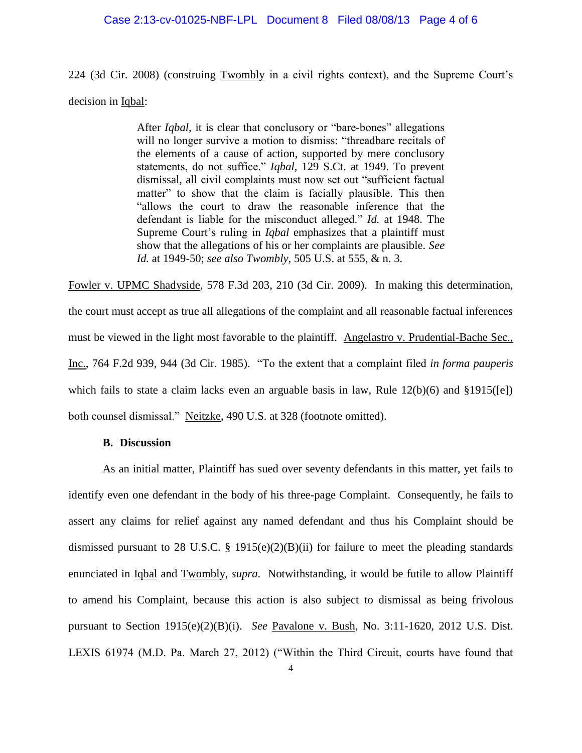224 (3d Cir. 2008) (construing Twombly in a civil rights context), and the Supreme Court's decision in Iqbal:

> After *Iqbal*, it is clear that conclusory or "bare-bones" allegations will no longer survive a motion to dismiss: "threadbare recitals of the elements of a cause of action, supported by mere conclusory statements, do not suffice." *Iqbal*, 129 S.Ct. at 1949. To prevent dismissal, all civil complaints must now set out "sufficient factual matter" to show that the claim is facially plausible. This then "allows the court to draw the reasonable inference that the defendant is liable for the misconduct alleged." *Id.* at 1948. The Supreme Court's ruling in *Iqbal* emphasizes that a plaintiff must show that the allegations of his or her complaints are plausible. *See Id.* at 1949-50; *see also Twombly*, 505 U.S. at 555, & n. 3.

Fowler v. UPMC Shadyside, 578 F.3d 203, 210 (3d Cir. 2009). In making this determination, the court must accept as true all allegations of the complaint and all reasonable factual inferences must be viewed in the light most favorable to the plaintiff. Angelastro v. Prudential-Bache Sec., Inc., 764 F.2d 939, 944 (3d Cir. 1985). "To the extent that a complaint filed *in forma pauperis* which fails to state a claim lacks even an arguable basis in law, Rule 12(b)(6) and §1915([e]) both counsel dismissal." Neitzke, 490 U.S. at 328 (footnote omitted).

**B. Discussion**

As an initial matter, Plaintiff has sued over seventy defendants in this matter, yet fails to identify even one defendant in the body of his three-page Complaint. Consequently, he fails to assert any claims for relief against any named defendant and thus his Complaint should be dismissed pursuant to 28 U.S.C. § 1915(e)(2)(B)(ii) for failure to meet the pleading standards enunciated in Iqbal and Twombly, *supra*. Notwithstanding, it would be futile to allow Plaintiff to amend his Complaint, because this action is also subject to dismissal as being frivolous pursuant to Section 1915(e)(2)(B)(i). *See* Pavalone v. Bush, No. 3:11-1620, 2012 U.S. Dist. LEXIS 61974 (M.D. Pa. March 27, 2012) ("Within the Third Circuit, courts have found that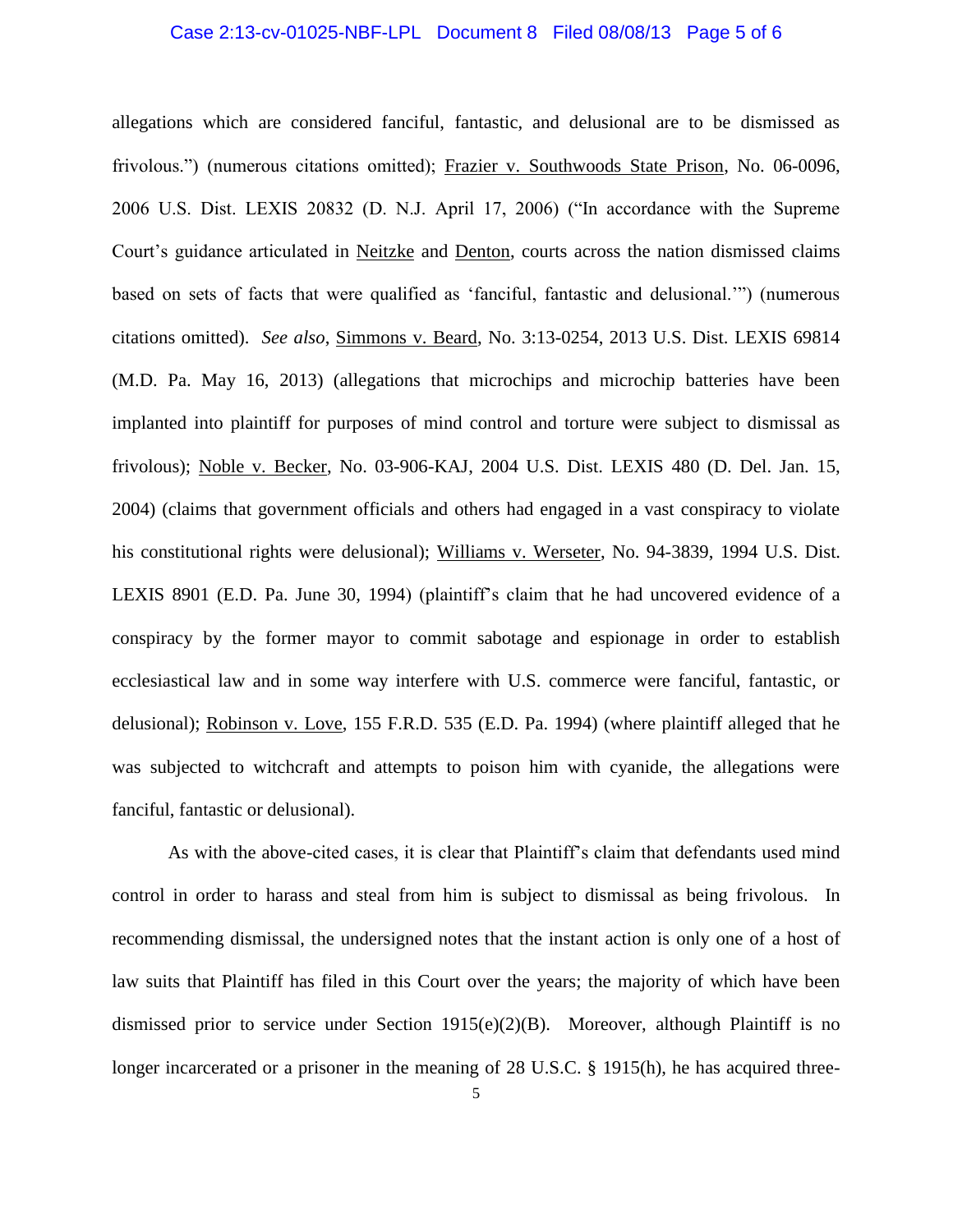allegations which are considered fanciful, fantastic, and delusional are to be dismissed as frivolous.") (numerous citations omitted); Frazier v. Southwoods State Prison, No. 06-0096, 2006 U.S. Dist. LEXIS 20832 (D. N.J. April 17, 2006) ("In accordance with the Supreme Court's guidance articulated in Neitzke and Denton, courts across the nation dismissed claims based on sets of facts that were qualified as 'fanciful, fantastic and delusional.'") (numerous citations omitted). *See also*, Simmons v. Beard, No. 3:13-0254, 2013 U.S. Dist. LEXIS 69814 (M.D. Pa. May 16, 2013) (allegations that microchips and microchip batteries have been implanted into plaintiff for purposes of mind control and torture were subject to dismissal as frivolous); Noble v. Becker, No. 03-906-KAJ, 2004 U.S. Dist. LEXIS 480 (D. Del. Jan. 15, 2004) (claims that government officials and others had engaged in a vast conspiracy to violate his constitutional rights were delusional); Williams v. Werseter, No. 94-3839, 1994 U.S. Dist. LEXIS 8901 (E.D. Pa. June 30, 1994) (plaintiff's claim that he had uncovered evidence of a conspiracy by the former mayor to commit sabotage and espionage in order to establish ecclesiastical law and in some way interfere with U.S. commerce were fanciful, fantastic, or delusional); Robinson v. Love, 155 F.R.D. 535 (E.D. Pa. 1994) (where plaintiff alleged that he was subjected to witchcraft and attempts to poison him with cyanide, the allegations were fanciful, fantastic or delusional).

As with the above-cited cases, it is clear that Plaintiff's claim that defendants used mind control in order to harass and steal from him is subject to dismissal as being frivolous. In recommending dismissal, the undersigned notes that the instant action is only one of a host of law suits that Plaintiff has filed in this Court over the years; the majority of which have been dismissed prior to service under Section 1915(e)(2)(B). Moreover, although Plaintiff is no longer incarcerated or a prisoner in the meaning of 28 U.S.C. § 1915(h), he has acquired three-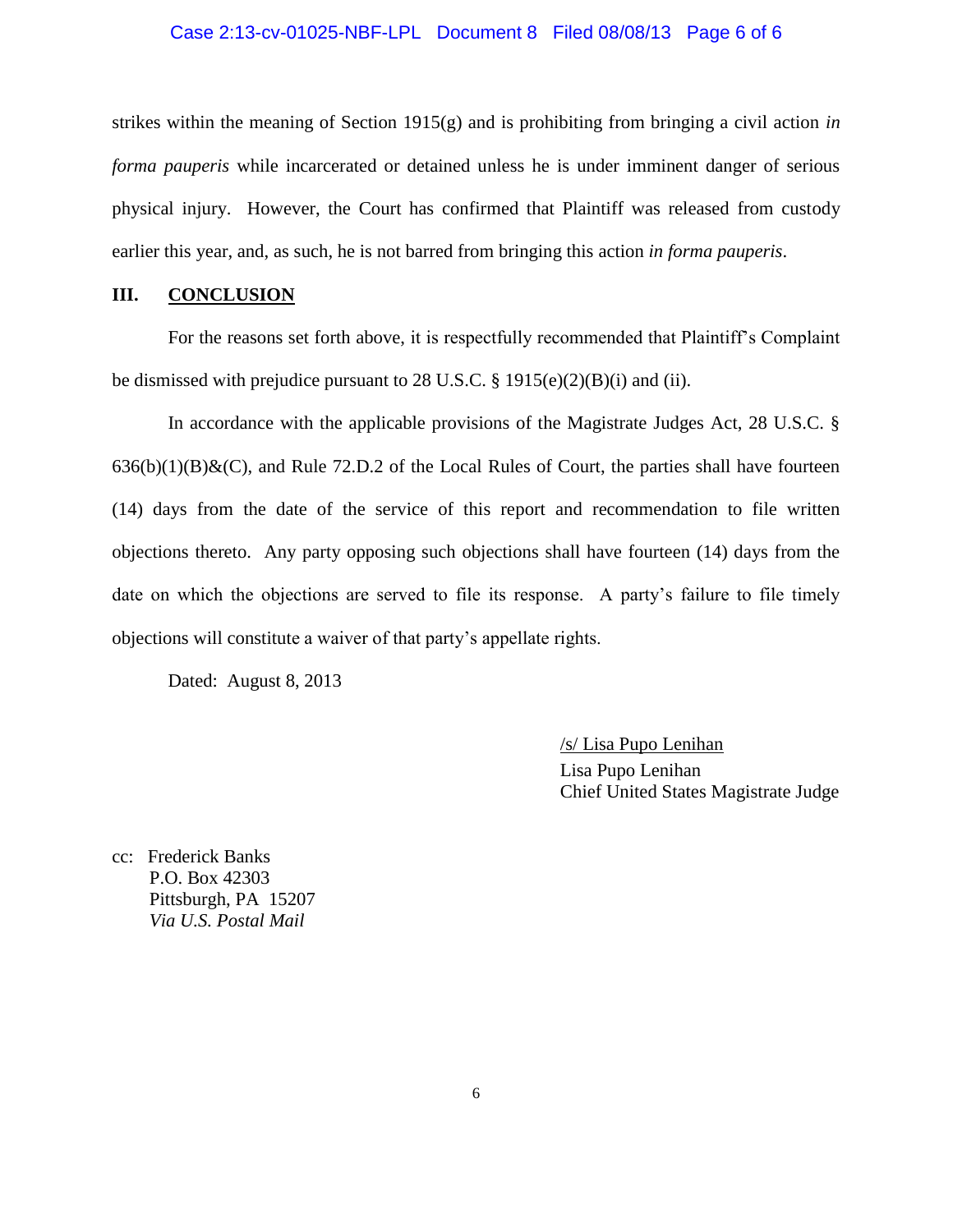strikes within the meaning of Section 1915(g) and is prohibiting from bringing a civil action *in forma pauperis* while incarcerated or detained unless he is under imminent danger of serious physical injury. However, the Court has confirmed that Plaintiff was released from custody earlier this year, and, as such, he is not barred from bringing this action *in forma pauperis*.

## III. CONCLUSION

For the reasons set forth above, it is respectfully recommended that Plaintiff's Complaint be dismissed with prejudice pursuant to 28 U.S.C. § 1915(e)(2)(B)(i) and (ii).

In accordance with the applicable provisions of the Magistrate Judges Act, 28 U.S.C. § 636(b)(1)(B)&(C), and Rule 72.D.2 of the Local Rules of Court, the parties shall have fourteen (14) days from the date of the service of this report and recommendation to file written objections thereto. Any party opposing such objections shall have fourteen (14) days from the date on which the objections are served to file its response. A party's failure to file timely objections will constitute a waiver of that party's appellate rights.

Dated: August 8, 2013

/s/ Lisa Pupo Lenihan
Lisa Pupo Lenihan
Chief United States Magistrate Judge

cc: Frederick Banks
P.O. Box 42303
Pittsburgh, PA 15207
*Via U.S. Postal Mail*